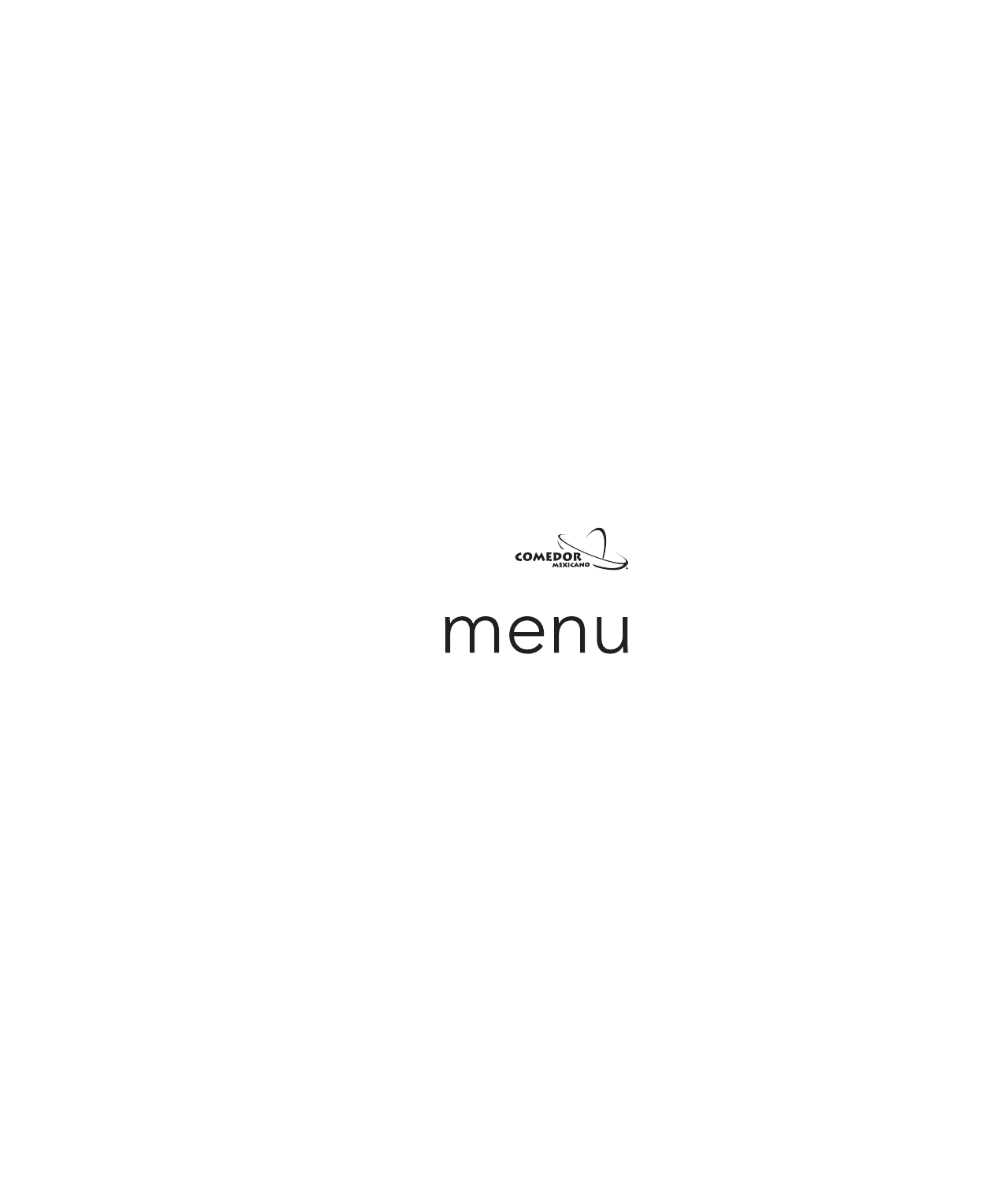COMEDOR MEXICANO

# menu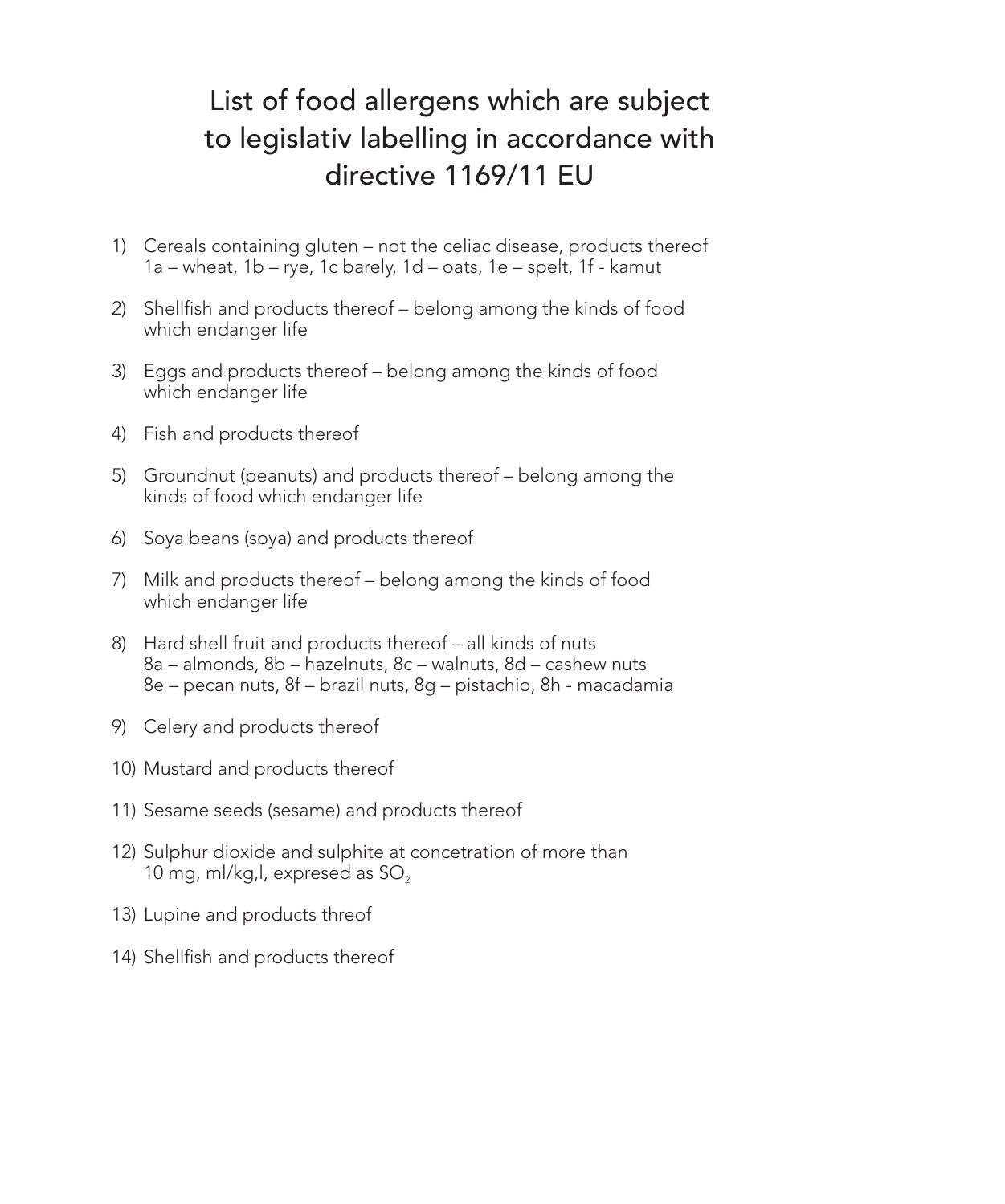# List of food allergens which are subject to legislativ labelling in accordance with directive 1169/11 EU

1) Cereals containing gluten – not the celiac disease, products thereof
   1a – wheat, 1b – rye, 1c barely, 1d – oats, 1e – spelt, 1f - kamut

2) Shellfish and products thereof – belong among the kinds of food which endanger life

3) Eggs and products thereof – belong among the kinds of food which endanger life

4) Fish and products thereof

5) Groundnut (peanuts) and products thereof – belong among the kinds of food which endanger life

6) Soya beans (soya) and products thereof

7) Milk and products thereof – belong among the kinds of food which endanger life

8) Hard shell fruit and products thereof – all kinds of nuts
   8a – almonds, 8b – hazelnuts, 8c – walnuts, 8d – cashew nuts
   8e – pecan nuts, 8f – brazil nuts, 8g – pistachio, 8h - macadamia

9) Celery and products thereof

10) Mustard and products thereof

11) Sesame seeds (sesame) and products thereof

12) Sulphur dioxide and sulphite at concetration of more than 10 mg, ml/kg,l, expresed as $SO_2$

13) Lupine and products threof

14) Shellfish and products thereof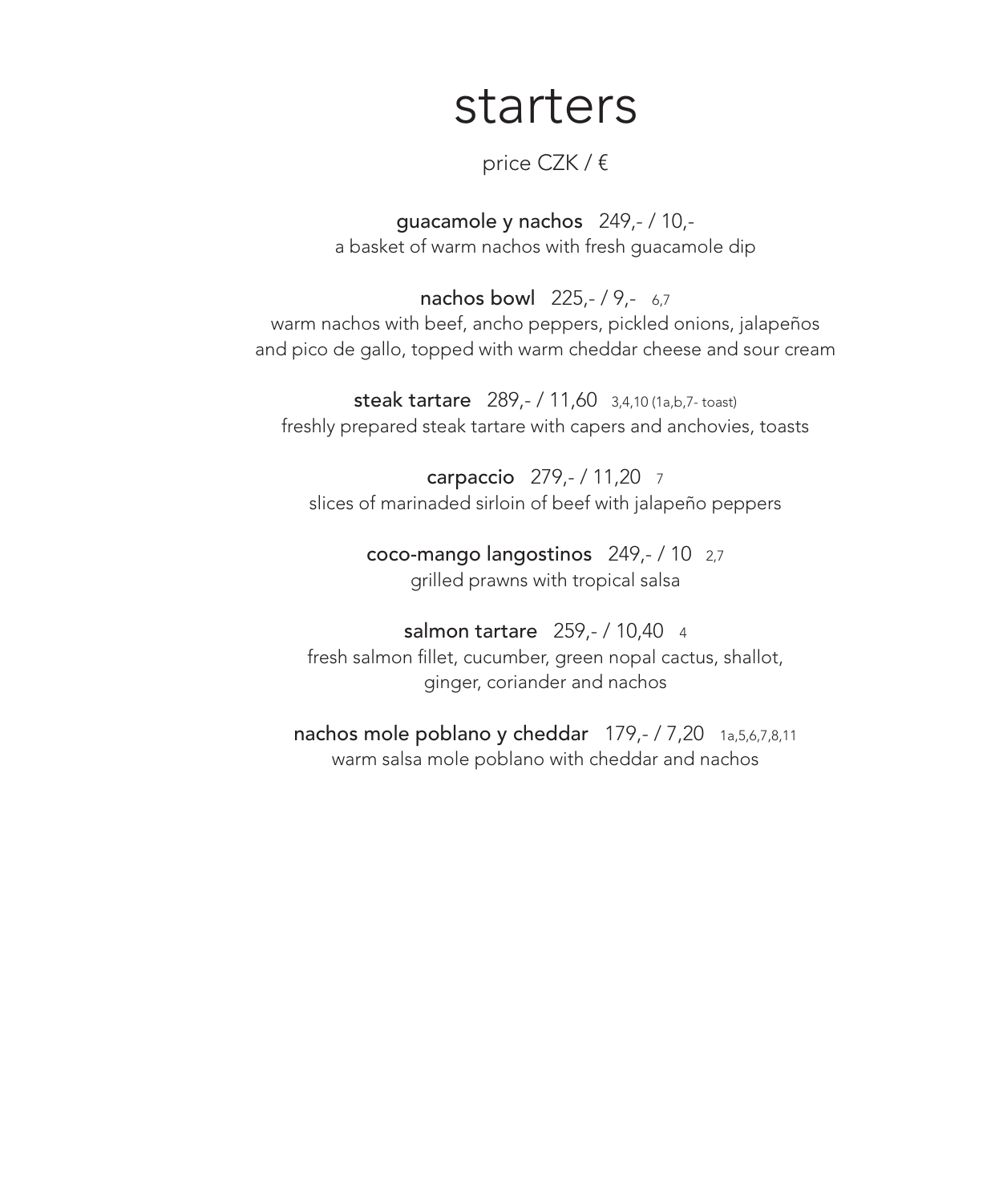# starters

price CZK / €

**guacamole y nachos** 249,- / 10,-
a basket of warm nachos with fresh guacamole dip

**nachos bowl** 225,- / 9,- 6,7
warm nachos with beef, ancho peppers, pickled onions, jalapeños and pico de gallo, topped with warm cheddar cheese and sour cream

**steak tartare** 289,- / 11,60 3,4,10 (1a,b,7- toast)
freshly prepared steak tartare with capers and anchovies, toasts

**carpaccio** 279,- / 11,20 7
slices of marinaded sirloin of beef with jalapeño peppers

**coco-mango langostinos** 249,- / 10 2,7
grilled prawns with tropical salsa

**salmon tartare** 259,- / 10,40 4
fresh salmon fillet, cucumber, green nopal cactus, shallot, ginger, coriander and nachos

**nachos mole poblano y cheddar** 179,- / 7,20 1a,5,6,7,8,11
warm salsa mole poblano with cheddar and nachos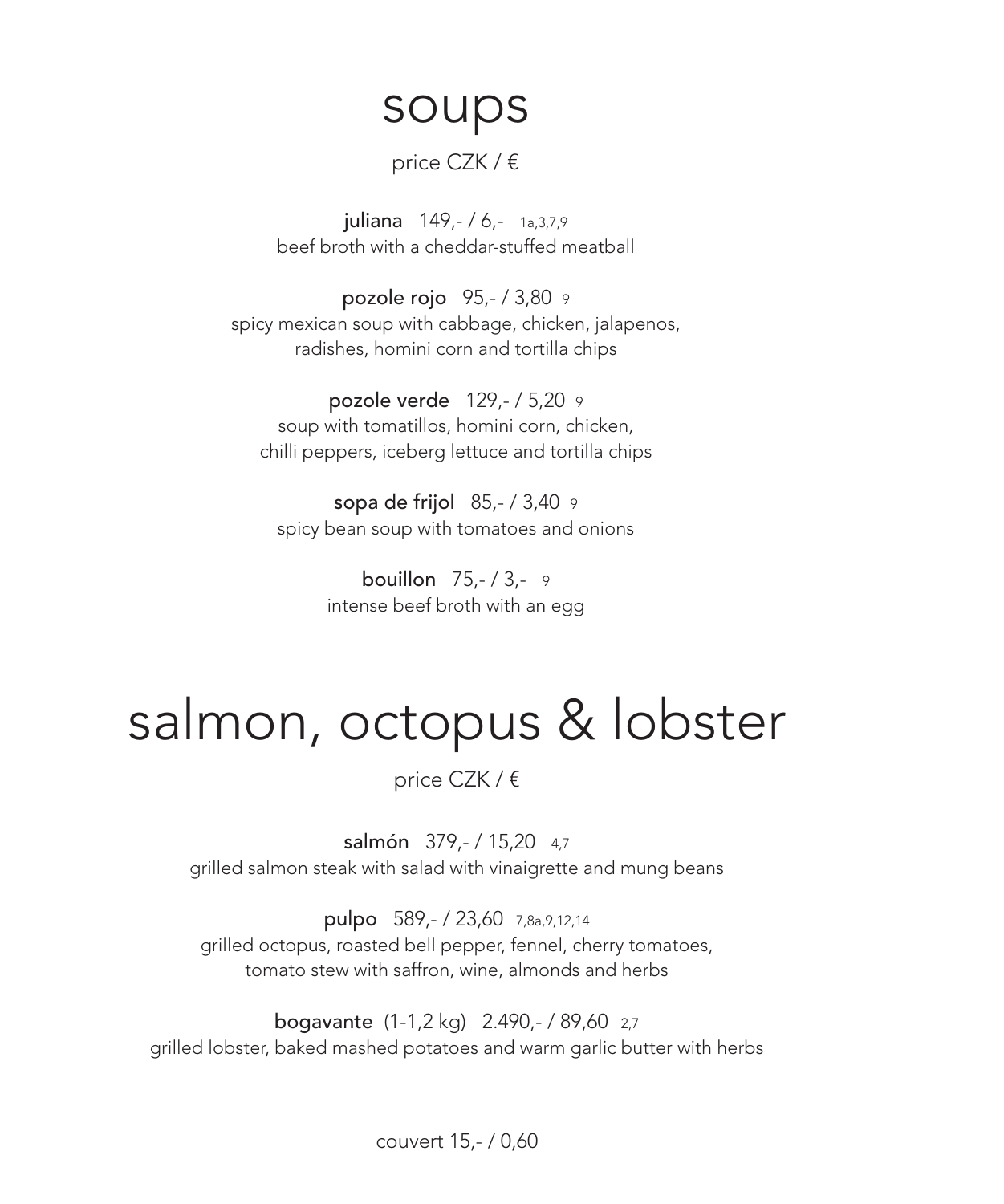# soups

price CZK / €

**juliana** 149,- / 6,- 1a,3,7,9
beef broth with a cheddar-stuffed meatball

**pozole rojo** 95,- / 3,80 9
spicy mexican soup with cabbage, chicken, jalapenos,
radishes, homini corn and tortilla chips

**pozole verde** 129,- / 5,20 9
soup with tomatillos, homini corn, chicken,
chilli peppers, iceberg lettuce and tortilla chips

**sopa de frijol** 85,- / 3,40 9
spicy bean soup with tomatoes and onions

**bouillon** 75,- / 3,- 9
intense beef broth with an egg

# salmon, octopus & lobster

price CZK / €

**salmón** 379,- / 15,20 4,7
grilled salmon steak with salad with vinaigrette and mung beans

**pulpo** 589,- / 23,60 7,8a,9,12,14
grilled octopus, roasted bell pepper, fennel, cherry tomatoes,
tomato stew with saffron, wine, almonds and herbs

**bogavante** (1-1,2 kg) 2.490,- / 89,60 2,7
grilled lobster, baked mashed potatoes and warm garlic butter with herbs

couvert 15,- / 0,60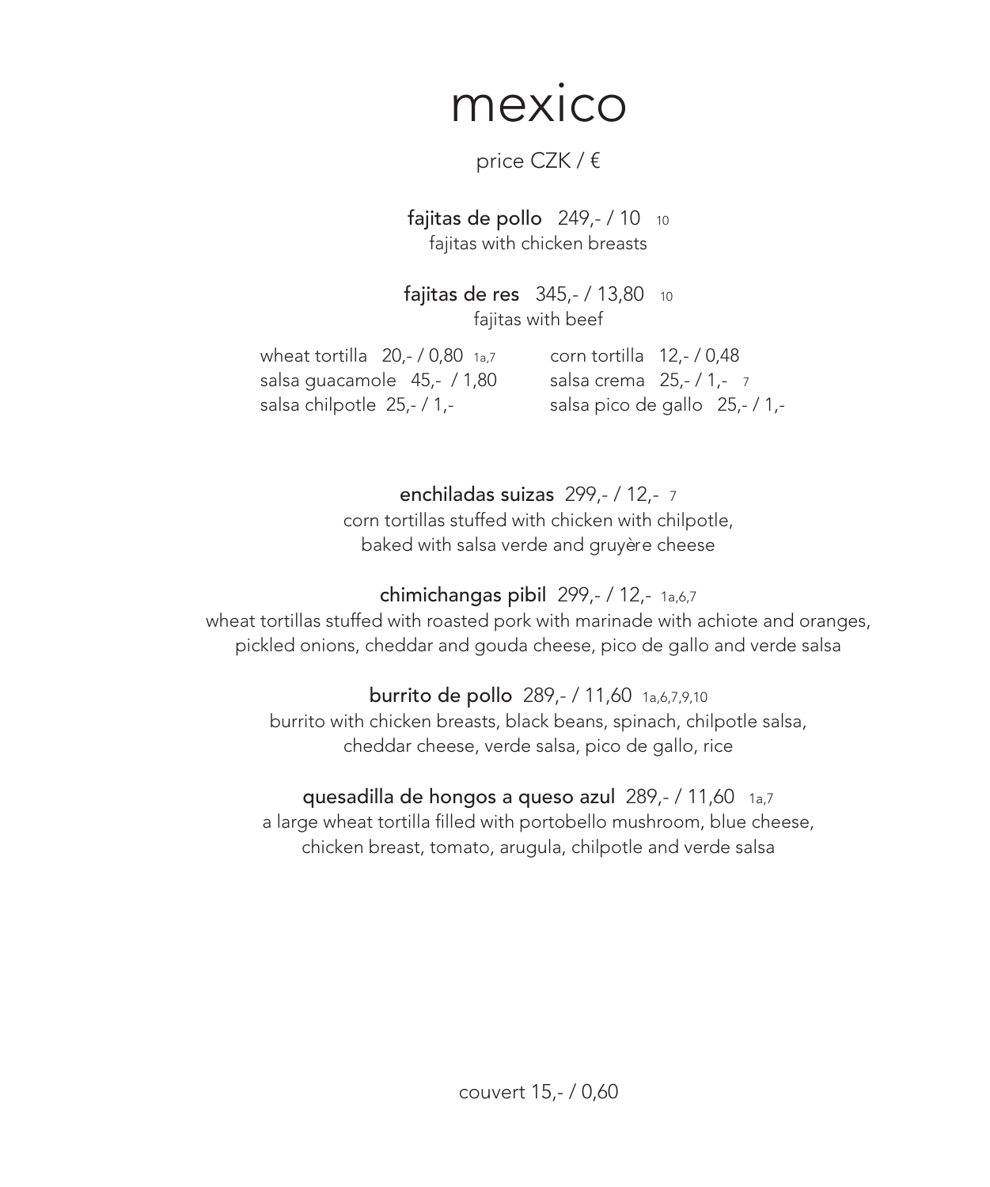# mexico

price CZK / €

**fajitas de pollo** 249,- / 10 10
fajitas with chicken breasts

**fajitas de res** 345,- / 13,80 10
fajitas with beef

wheat tortilla 20,- / 0,80 1a,7
salsa guacamole 45,- / 1,80
salsa chilpotle 25,- / 1,-
corn tortilla 12,- / 0,48
salsa crema 25,- / 1,- 7
salsa pico de gallo 25,- / 1,-

**enchiladas suizas** 299,- / 12,- 7
corn tortillas stuffed with chicken with chilpotle,
baked with salsa verde and gruyère cheese

**chimichangas pibil** 299,- / 12,- 1a,6,7
wheat tortillas stuffed with roasted pork with marinade with achiote and oranges,
pickled onions, cheddar and gouda cheese, pico de gallo and verde salsa

**burrito de pollo** 289,- / 11,60 1a,6,7,9,10
burrito with chicken breasts, black beans, spinach, chilpotle salsa,
cheddar cheese, verde salsa, pico de gallo, rice

**quesadilla de hongos a queso azul** 289,- / 11,60 1a,7
a large wheat tortilla filled with portobello mushroom, blue cheese,
chicken breast, tomato, arugula, chilpotle and verde salsa

couvert 15,- / 0,60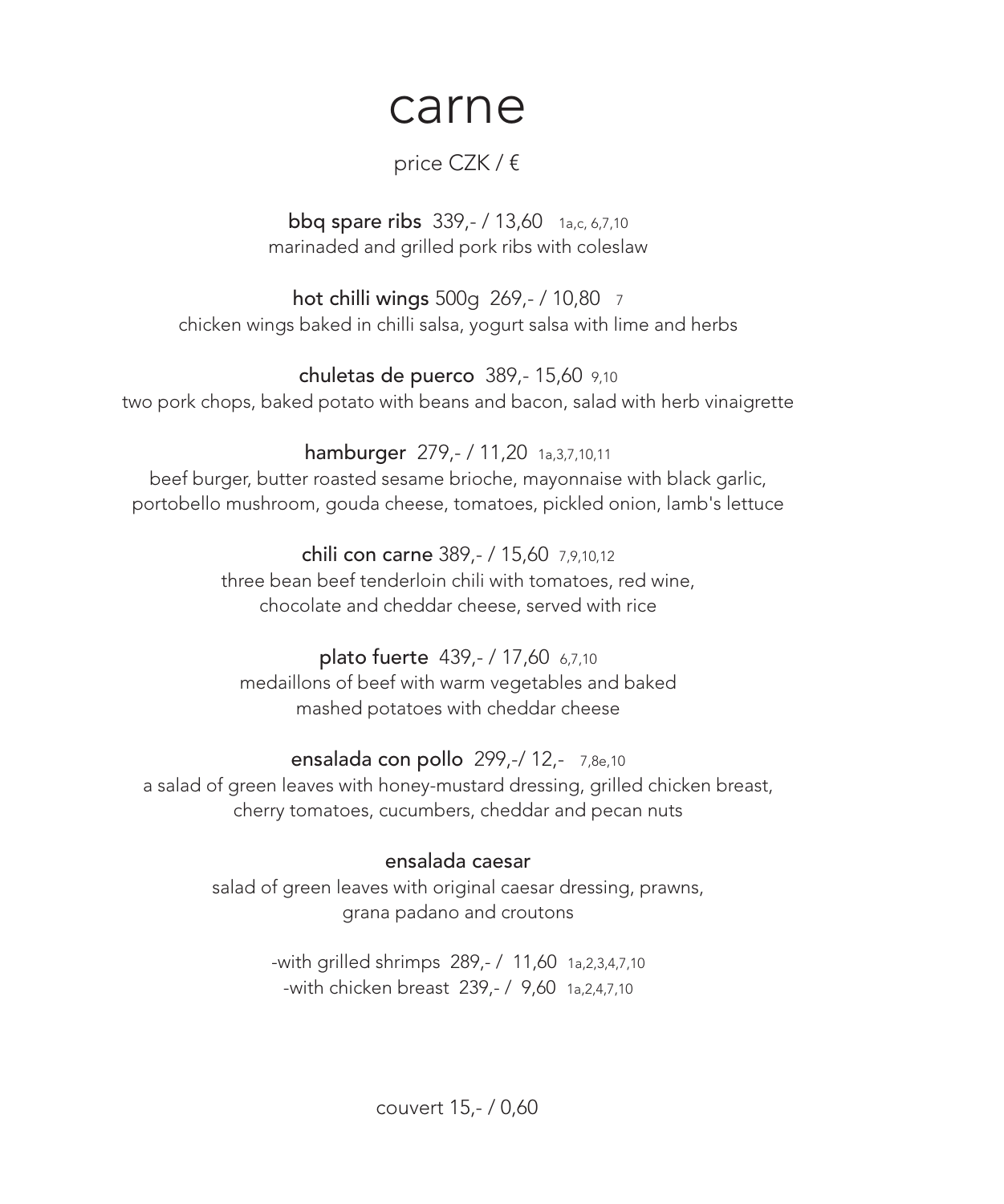# carne

price CZK / €

**bbq spare ribs** 339,- / 13,60 1a,c, 6,7,10
marinaded and grilled pork ribs with coleslaw

**hot chilli wings** 500g 269,- / 10,80 7
chicken wings baked in chilli salsa, yogurt salsa with lime and herbs

**chuletas de puerco** 389,- 15,60 9,10
two pork chops, baked potato with beans and bacon, salad with herb vinaigrette

**hamburger** 279,- / 11,20 1a,3,7,10,11
beef burger, butter roasted sesame brioche, mayonnaise with black garlic,
portobello mushroom, gouda cheese, tomatoes, pickled onion, lamb's lettuce

**chili con carne** 389,- / 15,60 7,9,10,12
three bean beef tenderloin chili with tomatoes, red wine,
chocolate and cheddar cheese, served with rice

**plato fuerte** 439,- / 17,60 6,7,10
medaillons of beef with warm vegetables and baked
mashed potatoes with cheddar cheese

**ensalada con pollo** 299,-/ 12,- 7,8e,10
a salad of green leaves with honey-mustard dressing, grilled chicken breast,
cherry tomatoes, cucumbers, cheddar and pecan nuts

**ensalada caesar**
salad of green leaves with original caesar dressing, prawns,
grana padano and croutons

-with grilled shrimps 289,- / 11,60 1a,2,3,4,7,10
-with chicken breast 239,- / 9,60 1a,2,4,7,10

couvert 15,- / 0,60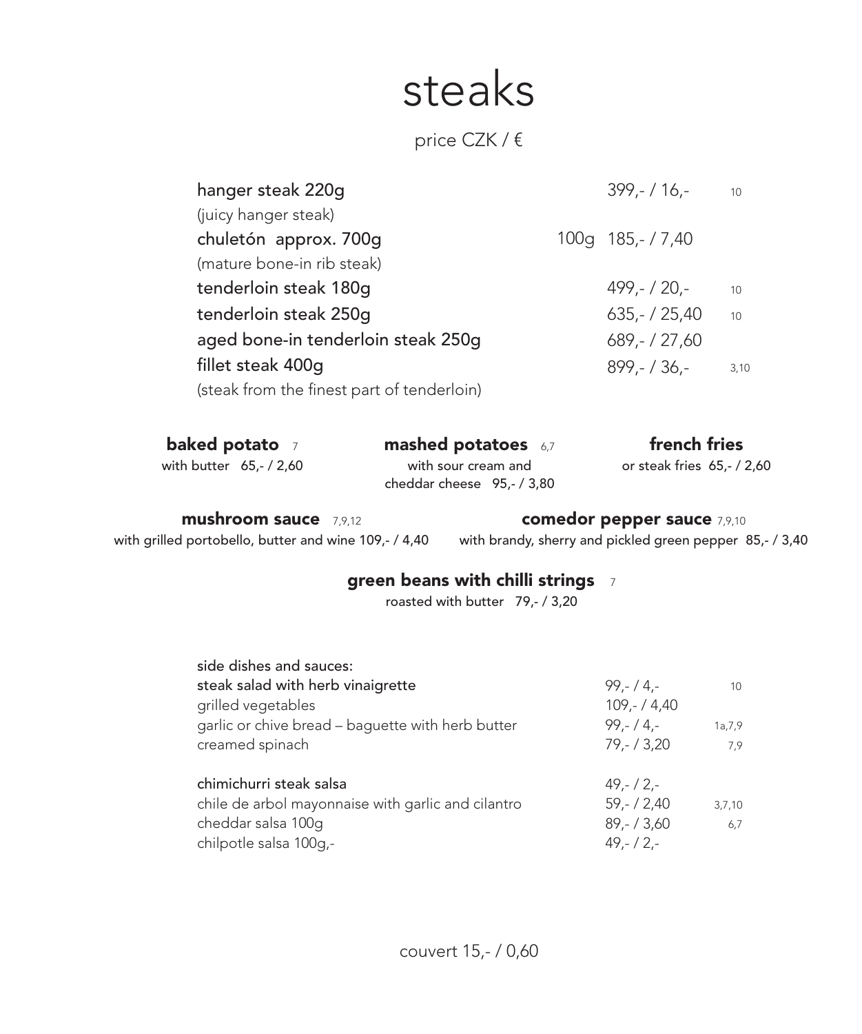# steaks

price CZK / €

| | | | |
|---|---|---|---|
| hanger steak 220g<br>(juicy hanger steak) | | 399,- / 16,- | 10 |
| chuletón approx. 700g<br>(mature bone-in rib steak) | 100g | 185,- / 7,40 | |
| tenderloin steak 180g | | 499,- / 20,- | 10 |
| tenderloin steak 250g | | 635,- / 25,40 | 10 |
| aged bone-in tenderloin steak 250g | | 689,- / 27,60 | |
| fillet steak 400g<br>(steak from the finest part of tenderloin) | | 899,- / 36,- | 3,10 |

**baked potato** 7
with butter 65,- / 2,60

**mashed potatoes** 6,7
with sour cream and cheddar cheese 95,- / 3,80

**french fries**
or steak fries 65,- / 2,60

**mushroom sauce** 7,9,12
with grilled portobello, butter and wine 109,- / 4,40

**comedor pepper sauce** 7,9,10
with brandy, sherry and pickled green pepper 85,- / 3,40

**green beans with chilli strings** 7
roasted with butter 79,- / 3,20

side dishes and sauces:

| | | |
|---|---|---|
| steak salad with herb vinaigrette | 99,- / 4,- | 10 |
| grilled vegetables | 109,- / 4,40 | |
| garlic or chive bread – baguette with herb butter | 99,- / 4,- | 1a,7,9 |
| creamed spinach | 79,- / 3,20 | 7,9 |
| | | |
| chimichurri steak salsa | 49,- / 2,- | |
| chile de arbol mayonnaise with garlic and cilantro | 59,- / 2,40 | 3,7,10 |
| cheddar salsa 100g | 89,- / 3,60 | 6,7 |
| chilpotle salsa 100g,- | 49,- / 2,- | |

couvert 15,- / 0,60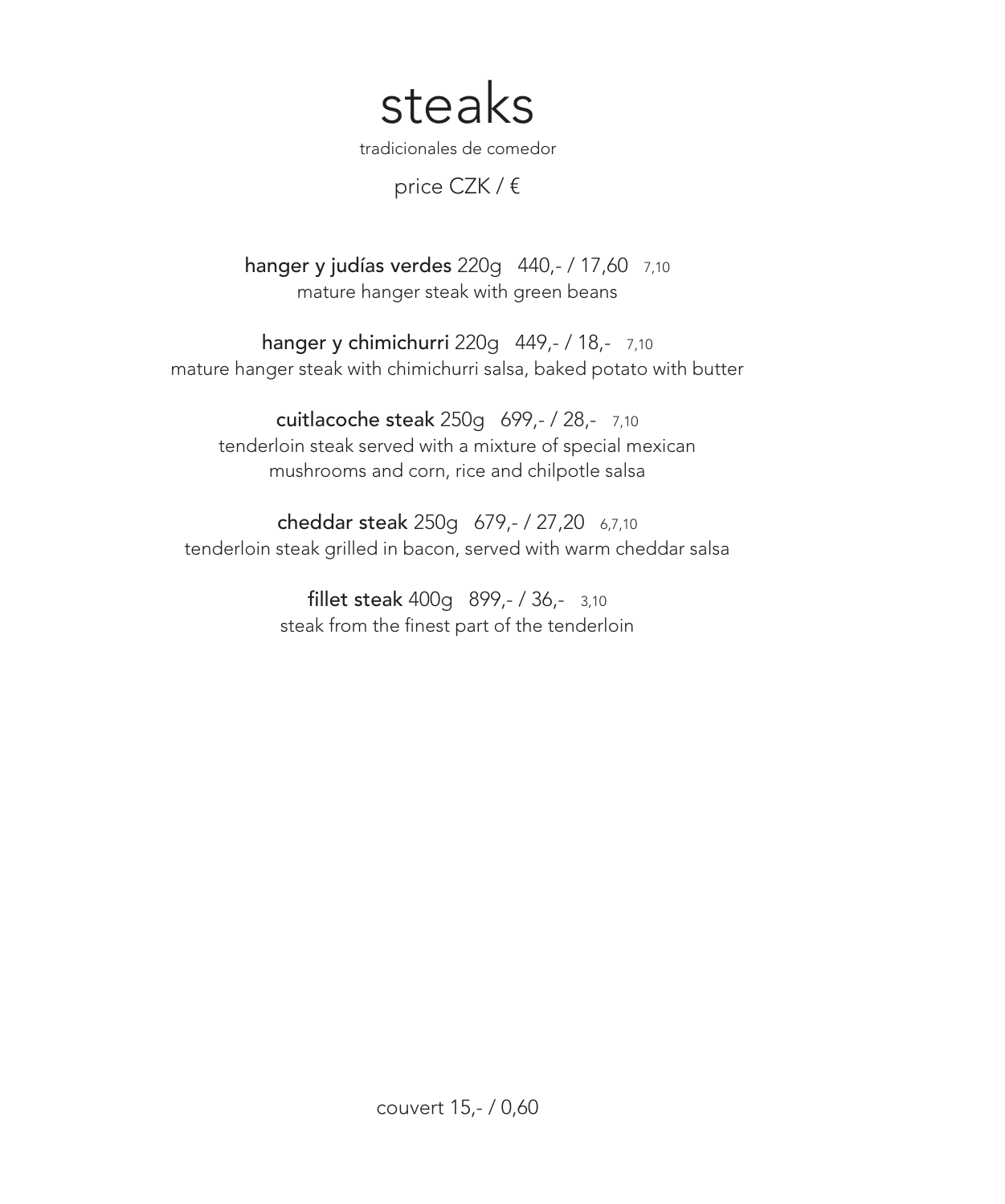# steaks

tradicionales de comedor

price CZK / €

**hanger y judías verdes** 220g 440,- / 17,60 7,10
mature hanger steak with green beans

**hanger y chimichurri** 220g 449,- / 18,- 7,10
mature hanger steak with chimichurri salsa, baked potato with butter

**cuitlacoche steak** 250g 699,- / 28,- 7,10
tenderloin steak served with a mixture of special mexican mushrooms and corn, rice and chilpotle salsa

**cheddar steak** 250g 679,- / 27,20 6,7,10
tenderloin steak grilled in bacon, served with warm cheddar salsa

**fillet steak** 400g 899,- / 36,- 3,10
steak from the finest part of the tenderloin

couvert 15,- / 0,60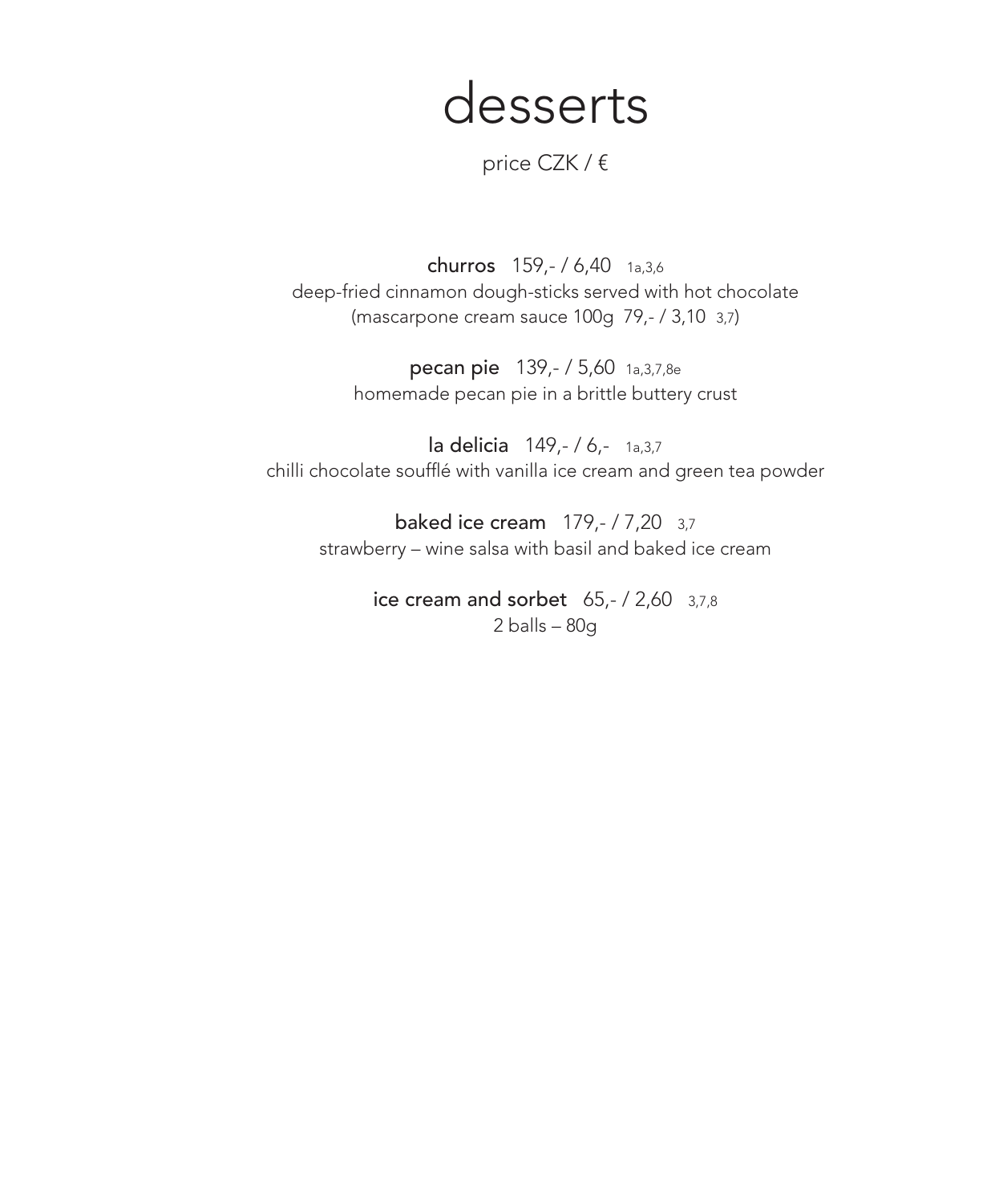# desserts

price CZK / €

**churros** 159,- / 6,40 1a,3,6
deep-fried cinnamon dough-sticks served with hot chocolate
(mascarpone cream sauce 100g 79,- / 3,10 3,7)

**pecan pie** 139,- / 5,60 1a,3,7,8e
homemade pecan pie in a brittle buttery crust

**la delicia** 149,- / 6,- 1a,3,7
chilli chocolate soufflé with vanilla ice cream and green tea powder

**baked ice cream** 179,- / 7,20 3,7
strawberry – wine salsa with basil and baked ice cream

**ice cream and sorbet** 65,- / 2,60 3,7,8
2 balls – 80g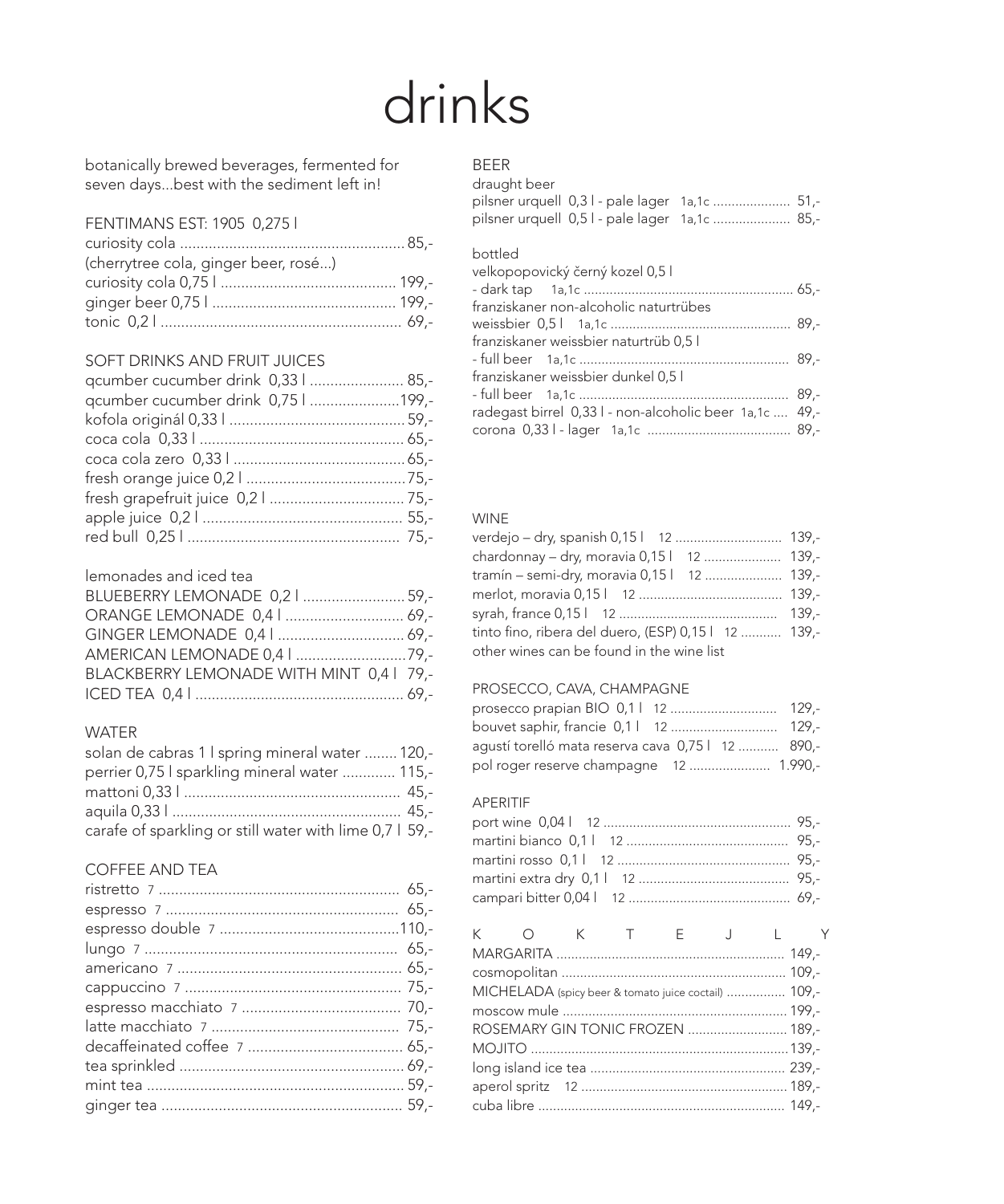# drinks

botanically brewed beverages, fermented for seven days...best with the sediment left in!

## FENTIMANS EST: 1905 0,275 l

curiosity cola ........................................................ 85,-
(cherrytree cola, ginger beer, rosé...)
curiosity cola 0,75 l ........................................... 199,-
ginger beer 0,75 l ............................................. 199,-
tonic 0,2 l ........................................................... 69,-

## SOFT DRINKS AND FRUIT JUICES

qcumber cucumber drink 0,33 l ....................... 85,-
qcumber cucumber drink 0,75 l ......................199,-
kofola originál 0,33 l ........................................... 59,-
coca cola 0,33 l .................................................. 65,-
coca cola zero 0,33 l .......................................... 65,-
fresh orange juice 0,2 l .......................................75,-
fresh grapefruit juice 0,2 l ................................. 75,-
apple juice 0,2 l ................................................. 55,-
red bull 0,25 l .................................................... 75,-

## lemonades and iced tea

BLUEBERRY LEMONADE 0,2 l ......................... 59,-
ORANGE LEMONADE 0,4 l ............................. 69,-
GINGER LEMONADE 0,4 l ............................... 69,-
AMERICAN LEMONADE 0,4 l ...........................79,-
BLACKBERRY LEMONADE WITH MINT 0,4 l 79,-
ICED TEA 0,4 l ................................................... 69,-

## WATER

solan de cabras 1 l spring mineral water ........ 120,-
perrier 0,75 l sparkling mineral water ............. 115,-
mattoni 0,33 l ..................................................... 45,-
aquila 0,33 l ........................................................ 45,-
carafe of sparkling or still water with lime 0,7 l 59,-

## COFFEE AND TEA

ristretto 7 ........................................................... 65,-
espresso 7 .......................................................... 65,-
espresso double 7 ............................................110,-
lungo 7 ............................................................... 65,-
americano 7 ....................................................... 65,-
cappuccino 7 ..................................................... 75,-
espresso macchiato 7 ....................................... 70,-
latte macchiato 7 .............................................. 75,-
decaffeinated coffee 7 ...................................... 65,-
tea sprinkled ...................................................... 69,-
mint tea ............................................................... 59,-
ginger tea ........................................................... 59,-

## BEER

draught beer
pilsner urquell 0,3 l - pale lager 1a,1c ..................... 51,-
pilsner urquell 0,5 l - pale lager 1a,1c ..................... 85,-

bottled
velkopopovický černý kozel 0,5 l
- dark tap 1a,1c ......................................................... 65,-
franziskaner non-alcoholic naturtrübes
weissbier 0,5 l 1a,1c ................................................ 89,-
franziskaner weissbier naturtrüb 0,5 l
- full beer 1a,1c ......................................................... 89,-
franziskaner weissbier dunkel 0,5 l
- full beer 1a,1c ......................................................... 89,-
radegast birrel 0,33 l - non-alcoholic beer 1a,1c .... 49,-
corona 0,33 l - lager 1a,1c ....................................... 89,-

## WINE

verdejo – dry, spanish 0,15 l 12 ............................ 139,-
chardonnay – dry, moravia 0,15 l 12 ..................... 139,-
tramín – semi-dry, moravia 0,15 l 12 ..................... 139,-
merlot, moravia 0,15 l 12 ....................................... 139,-
syrah, france 0,15 l 12 ........................................... 139,-
tinto fino, ribera del duero, (ESP) 0,15 l 12 ........... 139,-
other wines can be found in the wine list

## PROSECCO, CAVA, CHAMPAGNE

prosecco prapian BIO 0,1 l 12 ............................ 129,-
bouvet saphir, francie 0,1 l 12 ............................ 129,-
agustí torelló mata reserva cava 0,75 l 12 ........... 890,-
pol roger reserve champagne 12 ...................... 1.990,-

## APERITIF

port wine 0,04 l 12 .................................................. 95,-
martini bianco 0,1 l 12 ............................................ 95,-
martini rosso 0,1 l 12 .............................................. 95,-
martini extra dry 0,1 l 12 ......................................... 95,-
campari bitter 0,04 l 12 ............................................ 69,-

## K O K T E J L Y

MARGARITA ............................................................. 149,-
cosmopolitan ............................................................ 109,-
MICHELADA (spicy beer & tomato juice coctail) ................ 109,-
moscow mule ............................................................ 199,-
ROSEMARY GIN TONIC FROZEN ........................... 189,-
MOJITO ..................................................................... 139,-
long island ice tea .................................................... 239,-
aperol spritz 12 ....................................................... 189,-
cuba libre .................................................................. 149,-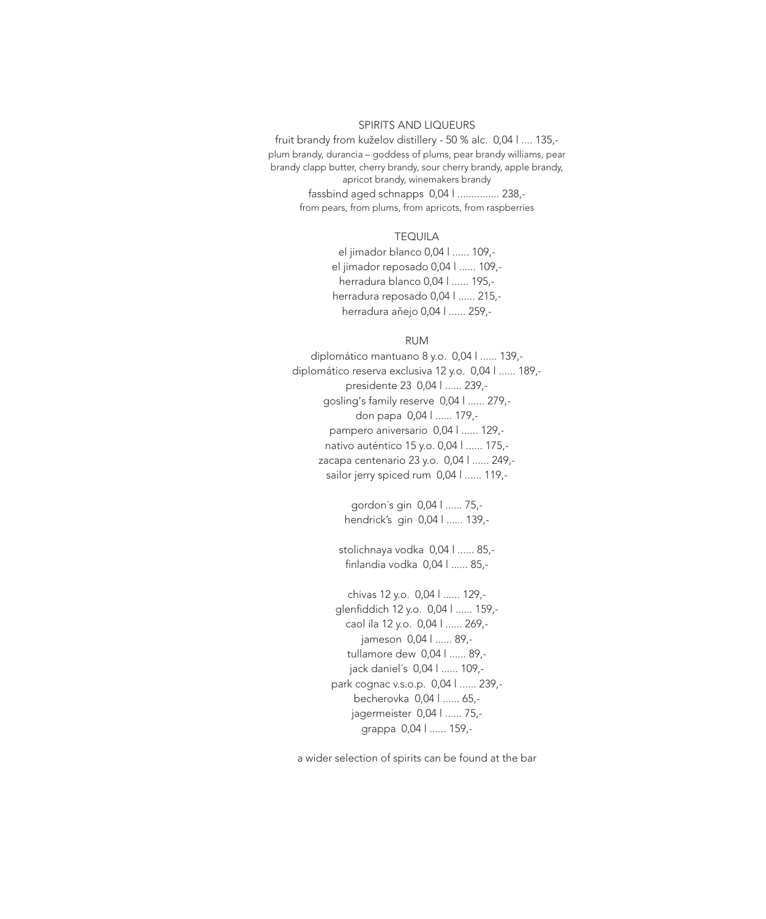## SPIRITS AND LIQUEURS

fruit brandy from kuželov distillery - 50 % alc. 0,04 l .... 135,-

plum brandy, durancia – goddess of plums, pear brandy williams, pear brandy clapp butter, cherry brandy, sour cherry brandy, apple brandy, apricot brandy, winemakers brandy

fassbind aged schnapps 0,04 l ............... 238,-

from pears, from plums, from apricots, from raspberries

## TEQUILA

el jimador blanco 0,04 l ...... 109,-

el jimador reposado 0,04 l ...... 109,-

herradura blanco 0,04 l ...... 195,-

herradura reposado 0,04 l ...... 215,-

herradura aňejo 0,04 l ...... 259,-

## RUM

diplomático mantuano 8 y.o. 0,04 l ...... 139,-

diplomático reserva exclusiva 12 y.o. 0,04 l ...... 189,-

presidente 23 0,04 l ...... 239,-

gosling's family reserve 0,04 l ...... 279,-

don papa 0,04 l ...... 179,-

pampero aniversario 0,04 l ...... 129,-

nativo auténtico 15 y.o. 0,04 l ...... 175,-

zacapa centenario 23 y.o. 0,04 l ...... 249,-

sailor jerry spiced rum 0,04 l ...... 119,-

gordon´s gin 0,04 l ...... 75,-

hendrick's gin 0,04 l ...... 139,-

stolichnaya vodka 0,04 l ...... 85,-

finlandia vodka 0,04 l ...... 85,-

chivas 12 y.o. 0,04 l ...... 129,-

glenfiddich 12 y.o. 0,04 l ...... 159,-

caol ila 12 y.o. 0,04 l ...... 269,-

jameson 0,04 l ...... 89,-

tullamore dew 0,04 l ...... 89,-

jack daniel´s 0,04 l ...... 109,-

park cognac v.s.o.p. 0,04 l ...... 239,-

becherovka 0,04 l ...... 65,-

jagermeister 0,04 l ...... 75,-

grappa 0,04 l ...... 159,-

a wider selection of spirits can be found at the bar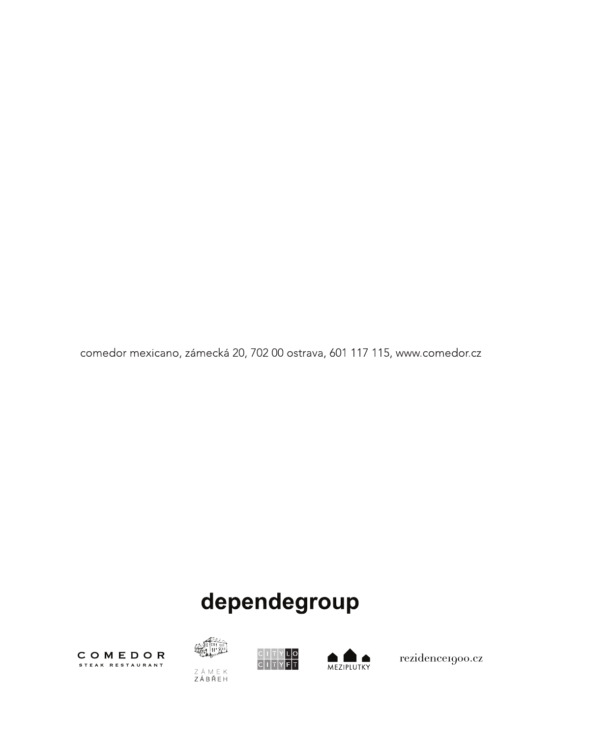comedor mexicano, zámecká 20, 702 00 ostrava, 601 117 115, www.comedor.cz

**dependegroup**

COMEDOR STEAK RESTAURANT

ZÁMEK ZÁBŘEH

CITYLOFT

MEZIPLUTKY

rezidence1900.cz